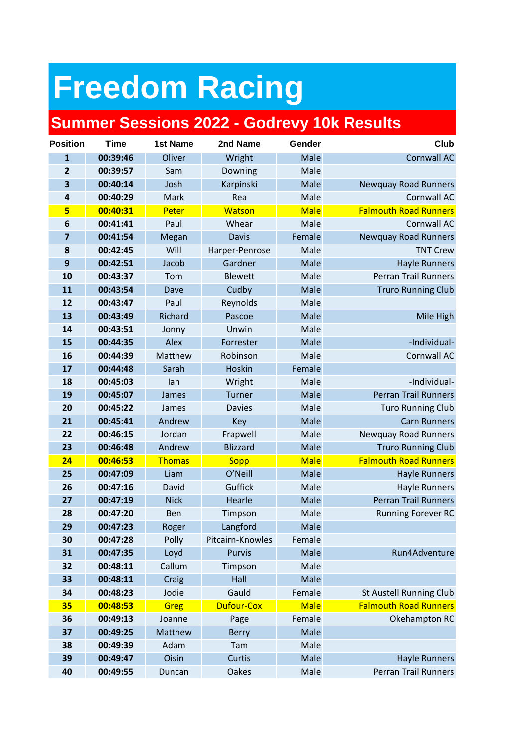# Freedom Racing

## Summer Sessions 2022 - Godrevy 10k Results

| Position | Time | 1st Name | 2nd Name | Gender | Club |
|---|---|---|---|---|---|
| 1 | 00:39:46 | Oliver | Wright | Male | Cornwall AC |
| 2 | 00:39:57 | Sam | Downing | Male | |
| 3 | 00:40:14 | Josh | Karpinski | Male | Newquay Road Runners |
| 4 | 00:40:29 | Mark | Rea | Male | Cornwall AC |
| 5 | 00:40:31 | Peter | Watson | Male | Falmouth Road Runners |
| 6 | 00:41:41 | Paul | Whear | Male | Cornwall AC |
| 7 | 00:41:54 | Megan | Davis | Female | Newquay Road Runners |
| 8 | 00:42:45 | Will | Harper-Penrose | Male | TNT Crew |
| 9 | 00:42:51 | Jacob | Gardner | Male | Hayle Runners |
| 10 | 00:43:37 | Tom | Blewett | Male | Perran Trail Runners |
| 11 | 00:43:54 | Dave | Cudby | Male | Truro Running Club |
| 12 | 00:43:47 | Paul | Reynolds | Male | |
| 13 | 00:43:49 | Richard | Pascoe | Male | Mile High |
| 14 | 00:43:51 | Jonny | Unwin | Male | |
| 15 | 00:44:35 | Alex | Forrester | Male | -Individual- |
| 16 | 00:44:39 | Matthew | Robinson | Male | Cornwall AC |
| 17 | 00:44:48 | Sarah | Hoskin | Female | |
| 18 | 00:45:03 | Ian | Wright | Male | -Individual- |
| 19 | 00:45:07 | James | Turner | Male | Perran Trail Runners |
| 20 | 00:45:22 | James | Davies | Male | Turo Running Club |
| 21 | 00:45:41 | Andrew | Key | Male | Carn Runners |
| 22 | 00:46:15 | Jordan | Frapwell | Male | Newquay Road Runners |
| 23 | 00:46:48 | Andrew | Blizzard | Male | Truro Running Club |
| 24 | 00:46:53 | Thomas | Sopp | Male | Falmouth Road Runners |
| 25 | 00:47:09 | Liam | O'Neill | Male | Hayle Runners |
| 26 | 00:47:16 | David | Guffick | Male | Hayle Runners |
| 27 | 00:47:19 | Nick | Hearle | Male | Perran Trail Runners |
| 28 | 00:47:20 | Ben | Timpson | Male | Running Forever RC |
| 29 | 00:47:23 | Roger | Langford | Male | |
| 30 | 00:47:28 | Polly | Pitcairn-Knowles | Female | |
| 31 | 00:47:35 | Loyd | Purvis | Male | Run4Adventure |
| 32 | 00:48:11 | Callum | Timpson | Male | |
| 33 | 00:48:11 | Craig | Hall | Male | |
| 34 | 00:48:23 | Jodie | Gauld | Female | St Austell Running Club |
| 35 | 00:48:53 | Greg | Dufour-Cox | Male | Falmouth Road Runners |
| 36 | 00:49:13 | Joanne | Page | Female | Okehampton RC |
| 37 | 00:49:25 | Matthew | Berry | Male | |
| 38 | 00:49:39 | Adam | Tam | Male | |
| 39 | 00:49:47 | Oisin | Curtis | Male | Hayle Runners |
| 40 | 00:49:55 | Duncan | Oakes | Male | Perran Trail Runners |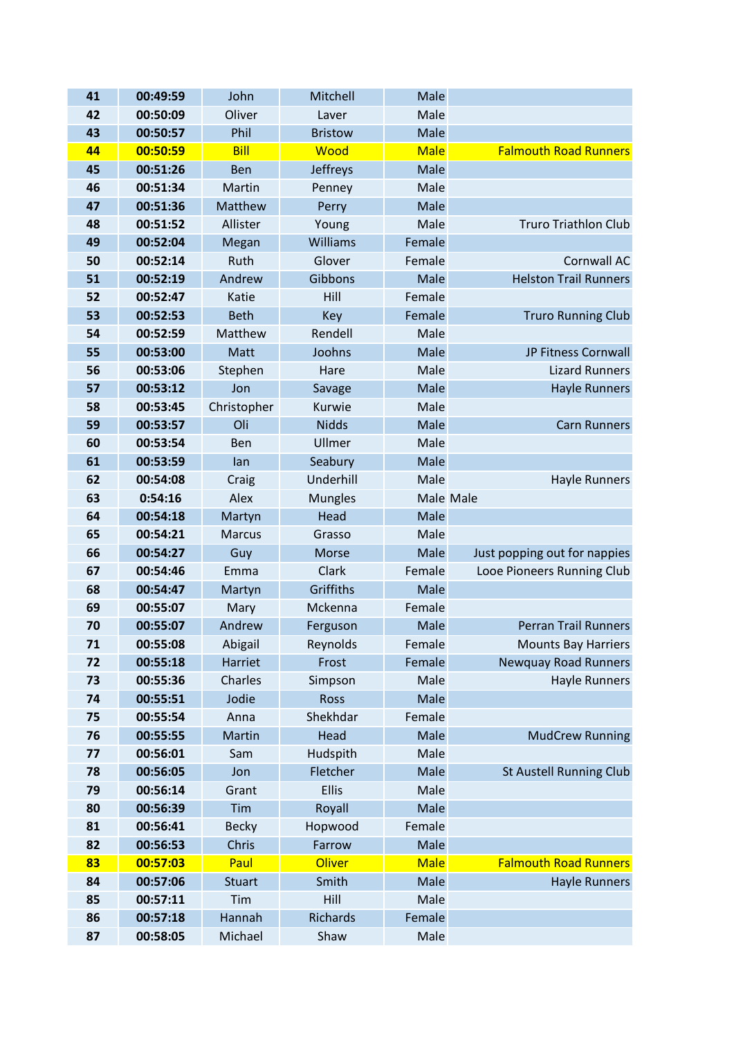| 41 | 00:49:59 | John | Mitchell | Male | |
|---|---|---|---|---|---|
| 42 | 00:50:09 | Oliver | Laver | Male | |
| 43 | 00:50:57 | Phil | Bristow | Male | |
| 44 | 00:50:59 | Bill | Wood | Male | Falmouth Road Runners |
| 45 | 00:51:26 | Ben | Jeffreys | Male | |
| 46 | 00:51:34 | Martin | Penney | Male | |
| 47 | 00:51:36 | Matthew | Perry | Male | |
| 48 | 00:51:52 | Allister | Young | Male | Truro Triathlon Club |
| 49 | 00:52:04 | Megan | Williams | Female | |
| 50 | 00:52:14 | Ruth | Glover | Female | Cornwall AC |
| 51 | 00:52:19 | Andrew | Gibbons | Male | Helston Trail Runners |
| 52 | 00:52:47 | Katie | Hill | Female | |
| 53 | 00:52:53 | Beth | Key | Female | Truro Running Club |
| 54 | 00:52:59 | Matthew | Rendell | Male | |
| 55 | 00:53:00 | Matt | Joohns | Male | JP Fitness Cornwall |
| 56 | 00:53:06 | Stephen | Hare | Male | Lizard Runners |
| 57 | 00:53:12 | Jon | Savage | Male | Hayle Runners |
| 58 | 00:53:45 | Christopher | Kurwie | Male | |
| 59 | 00:53:57 | Oli | Nidds | Male | Carn Runners |
| 60 | 00:53:54 | Ben | Ullmer | Male | |
| 61 | 00:53:59 | Ian | Seabury | Male | |
| 62 | 00:54:08 | Craig | Underhill | Male | Hayle Runners |
| 63 | 0:54:16 | Alex | Mungles | Male | Male |
| 64 | 00:54:18 | Martyn | Head | Male | |
| 65 | 00:54:21 | Marcus | Grasso | Male | |
| 66 | 00:54:27 | Guy | Morse | Male | Just popping out for nappies |
| 67 | 00:54:46 | Emma | Clark | Female | Looe Pioneers Running Club |
| 68 | 00:54:47 | Martyn | Griffiths | Male | |
| 69 | 00:55:07 | Mary | Mckenna | Female | |
| 70 | 00:55:07 | Andrew | Ferguson | Male | Perran Trail Runners |
| 71 | 00:55:08 | Abigail | Reynolds | Female | Mounts Bay Harriers |
| 72 | 00:55:18 | Harriet | Frost | Female | Newquay Road Runners |
| 73 | 00:55:36 | Charles | Simpson | Male | Hayle Runners |
| 74 | 00:55:51 | Jodie | Ross | Male | |
| 75 | 00:55:54 | Anna | Shekhdar | Female | |
| 76 | 00:55:55 | Martin | Head | Male | MudCrew Running |
| 77 | 00:56:01 | Sam | Hudspith | Male | |
| 78 | 00:56:05 | Jon | Fletcher | Male | St Austell Running Club |
| 79 | 00:56:14 | Grant | Ellis | Male | |
| 80 | 00:56:39 | Tim | Royall | Male | |
| 81 | 00:56:41 | Becky | Hopwood | Female | |
| 82 | 00:56:53 | Chris | Farrow | Male | |
| 83 | 00:57:03 | Paul | Oliver | Male | Falmouth Road Runners |
| 84 | 00:57:06 | Stuart | Smith | Male | Hayle Runners |
| 85 | 00:57:11 | Tim | Hill | Male | |
| 86 | 00:57:18 | Hannah | Richards | Female | |
| 87 | 00:58:05 | Michael | Shaw | Male | |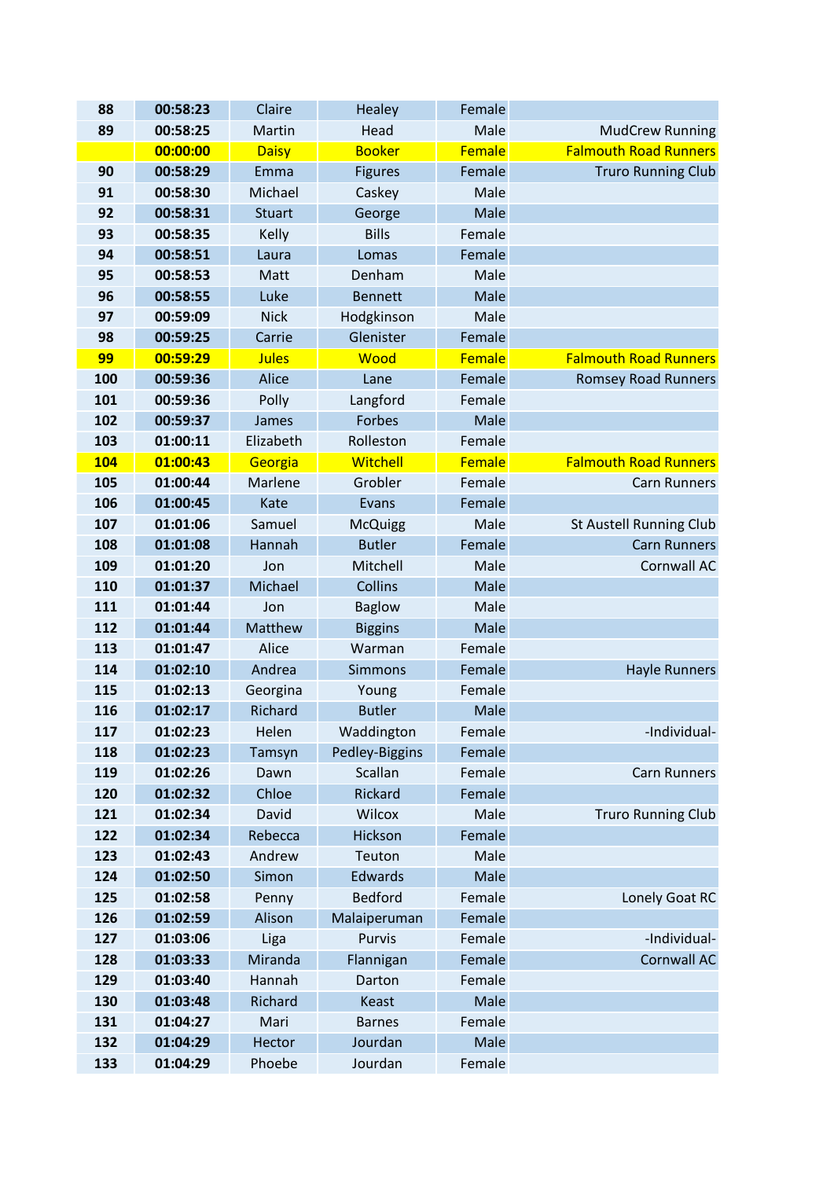| 88 | 00:58:23 | Claire | Healey | Female | |
|---|---|---|---|---|---|
| 89 | 00:58:25 | Martin | Head | Male | MudCrew Running |
| | 00:00:00 | Daisy | Booker | Female | Falmouth Road Runners |
| 90 | 00:58:29 | Emma | Figures | Female | Truro Running Club |
| 91 | 00:58:30 | Michael | Caskey | Male | |
| 92 | 00:58:31 | Stuart | George | Male | |
| 93 | 00:58:35 | Kelly | Bills | Female | |
| 94 | 00:58:51 | Laura | Lomas | Female | |
| 95 | 00:58:53 | Matt | Denham | Male | |
| 96 | 00:58:55 | Luke | Bennett | Male | |
| 97 | 00:59:09 | Nick | Hodgkinson | Male | |
| 98 | 00:59:25 | Carrie | Glenister | Female | |
| 99 | 00:59:29 | Jules | Wood | Female | Falmouth Road Runners |
| 100 | 00:59:36 | Alice | Lane | Female | Romsey Road Runners |
| 101 | 00:59:36 | Polly | Langford | Female | |
| 102 | 00:59:37 | James | Forbes | Male | |
| 103 | 01:00:11 | Elizabeth | Rolleston | Female | |
| 104 | 01:00:43 | Georgia | Witchell | Female | Falmouth Road Runners |
| 105 | 01:00:44 | Marlene | Grobler | Female | Carn Runners |
| 106 | 01:00:45 | Kate | Evans | Female | |
| 107 | 01:01:06 | Samuel | McQuigg | Male | St Austell Running Club |
| 108 | 01:01:08 | Hannah | Butler | Female | Carn Runners |
| 109 | 01:01:20 | Jon | Mitchell | Male | Cornwall AC |
| 110 | 01:01:37 | Michael | Collins | Male | |
| 111 | 01:01:44 | Jon | Baglow | Male | |
| 112 | 01:01:44 | Matthew | Biggins | Male | |
| 113 | 01:01:47 | Alice | Warman | Female | |
| 114 | 01:02:10 | Andrea | Simmons | Female | Hayle Runners |
| 115 | 01:02:13 | Georgina | Young | Female | |
| 116 | 01:02:17 | Richard | Butler | Male | |
| 117 | 01:02:23 | Helen | Waddington | Female | -Individual- |
| 118 | 01:02:23 | Tamsyn | Pedley-Biggins | Female | |
| 119 | 01:02:26 | Dawn | Scallan | Female | Carn Runners |
| 120 | 01:02:32 | Chloe | Rickard | Female | |
| 121 | 01:02:34 | David | Wilcox | Male | Truro Running Club |
| 122 | 01:02:34 | Rebecca | Hickson | Female | |
| 123 | 01:02:43 | Andrew | Teuton | Male | |
| 124 | 01:02:50 | Simon | Edwards | Male | |
| 125 | 01:02:58 | Penny | Bedford | Female | Lonely Goat RC |
| 126 | 01:02:59 | Alison | Malaiperuman | Female | |
| 127 | 01:03:06 | Liga | Purvis | Female | -Individual- |
| 128 | 01:03:33 | Miranda | Flannigan | Female | Cornwall AC |
| 129 | 01:03:40 | Hannah | Darton | Female | |
| 130 | 01:03:48 | Richard | Keast | Male | |
| 131 | 01:04:27 | Mari | Barnes | Female | |
| 132 | 01:04:29 | Hector | Jourdan | Male | |
| 133 | 01:04:29 | Phoebe | Jourdan | Female | |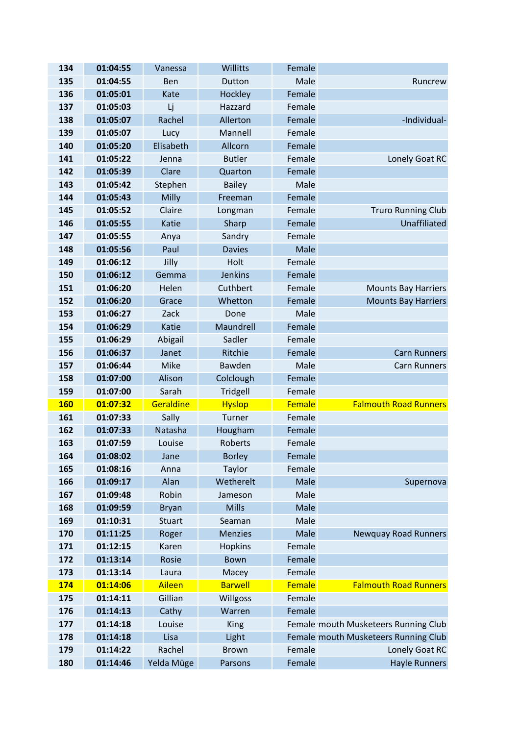| 134 | 01:04:55 | Vanessa | Willitts | Female | |
|---|---|---|---|---|---|
| 135 | 01:04:55 | Ben | Dutton | Male | Runcrew |
| 136 | 01:05:01 | Kate | Hockley | Female | |
| 137 | 01:05:03 | Lj | Hazzard | Female | |
| 138 | 01:05:07 | Rachel | Allerton | Female | -Individual- |
| 139 | 01:05:07 | Lucy | Mannell | Female | |
| 140 | 01:05:20 | Elisabeth | Allcorn | Female | |
| 141 | 01:05:22 | Jenna | Butler | Female | Lonely Goat RC |
| 142 | 01:05:39 | Clare | Quarton | Female | |
| 143 | 01:05:42 | Stephen | Bailey | Male | |
| 144 | 01:05:43 | Milly | Freeman | Female | |
| 145 | 01:05:52 | Claire | Longman | Female | Truro Running Club |
| 146 | 01:05:55 | Katie | Sharp | Female | Unaffiliated |
| 147 | 01:05:55 | Anya | Sandry | Female | |
| 148 | 01:05:56 | Paul | Davies | Male | |
| 149 | 01:06:12 | Jilly | Holt | Female | |
| 150 | 01:06:12 | Gemma | Jenkins | Female | |
| 151 | 01:06:20 | Helen | Cuthbert | Female | Mounts Bay Harriers |
| 152 | 01:06:20 | Grace | Whetton | Female | Mounts Bay Harriers |
| 153 | 01:06:27 | Zack | Done | Male | |
| 154 | 01:06:29 | Katie | Maundrell | Female | |
| 155 | 01:06:29 | Abigail | Sadler | Female | |
| 156 | 01:06:37 | Janet | Ritchie | Female | Carn Runners |
| 157 | 01:06:44 | Mike | Bawden | Male | Carn Runners |
| 158 | 01:07:00 | Alison | Colclough | Female | |
| 159 | 01:07:00 | Sarah | Tridgell | Female | |
| 160 | 01:07:32 | Geraldine | Hyslop | Female | Falmouth Road Runners |
| 161 | 01:07:33 | Sally | Turner | Female | |
| 162 | 01:07:33 | Natasha | Hougham | Female | |
| 163 | 01:07:59 | Louise | Roberts | Female | |
| 164 | 01:08:02 | Jane | Borley | Female | |
| 165 | 01:08:16 | Anna | Taylor | Female | |
| 166 | 01:09:17 | Alan | Wetherelt | Male | Supernova |
| 167 | 01:09:48 | Robin | Jameson | Male | |
| 168 | 01:09:59 | Bryan | Mills | Male | |
| 169 | 01:10:31 | Stuart | Seaman | Male | |
| 170 | 01:11:25 | Roger | Menzies | Male | Newquay Road Runners |
| 171 | 01:12:15 | Karen | Hopkins | Female | |
| 172 | 01:13:14 | Rosie | Bown | Female | |
| 173 | 01:13:14 | Laura | Macey | Female | |
| 174 | 01:14:06 | Aileen | Barwell | Female | Falmouth Road Runners |
| 175 | 01:14:11 | Gillian | Willgoss | Female | |
| 176 | 01:14:13 | Cathy | Warren | Female | |
| 177 | 01:14:18 | Louise | King | Female | mouth Musketeers Running Club |
| 178 | 01:14:18 | Lisa | Light | Female | mouth Musketeers Running Club |
| 179 | 01:14:22 | Rachel | Brown | Female | Lonely Goat RC |
| 180 | 01:14:46 | Yelda Müge | Parsons | Female | Hayle Runners |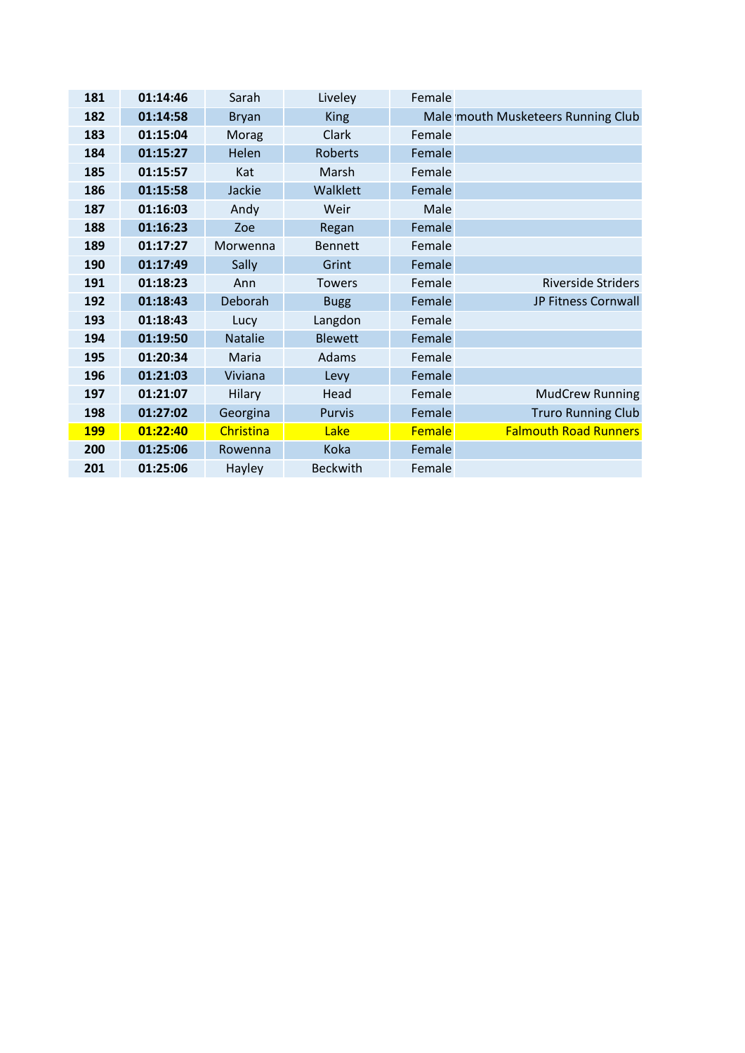| | | | | | |
|---|---|---|---|---|---|
| 181 | 01:14:46 | Sarah | Liveley | Female | |
| 182 | 01:14:58 | Bryan | King | Male | mouth Musketeers Running Club |
| 183 | 01:15:04 | Morag | Clark | Female | |
| 184 | 01:15:27 | Helen | Roberts | Female | |
| 185 | 01:15:57 | Kat | Marsh | Female | |
| 186 | 01:15:58 | Jackie | Walklett | Female | |
| 187 | 01:16:03 | Andy | Weir | Male | |
| 188 | 01:16:23 | Zoe | Regan | Female | |
| 189 | 01:17:27 | Morwenna | Bennett | Female | |
| 190 | 01:17:49 | Sally | Grint | Female | |
| 191 | 01:18:23 | Ann | Towers | Female | Riverside Striders |
| 192 | 01:18:43 | Deborah | Bugg | Female | JP Fitness Cornwall |
| 193 | 01:18:43 | Lucy | Langdon | Female | |
| 194 | 01:19:50 | Natalie | Blewett | Female | |
| 195 | 01:20:34 | Maria | Adams | Female | |
| 196 | 01:21:03 | Viviana | Levy | Female | |
| 197 | 01:21:07 | Hilary | Head | Female | MudCrew Running |
| 198 | 01:27:02 | Georgina | Purvis | Female | Truro Running Club |
| 199 | 01:22:40 | Christina | Lake | Female | Falmouth Road Runners |
| 200 | 01:25:06 | Rowenna | Koka | Female | |
| 201 | 01:25:06 | Hayley | Beckwith | Female | |